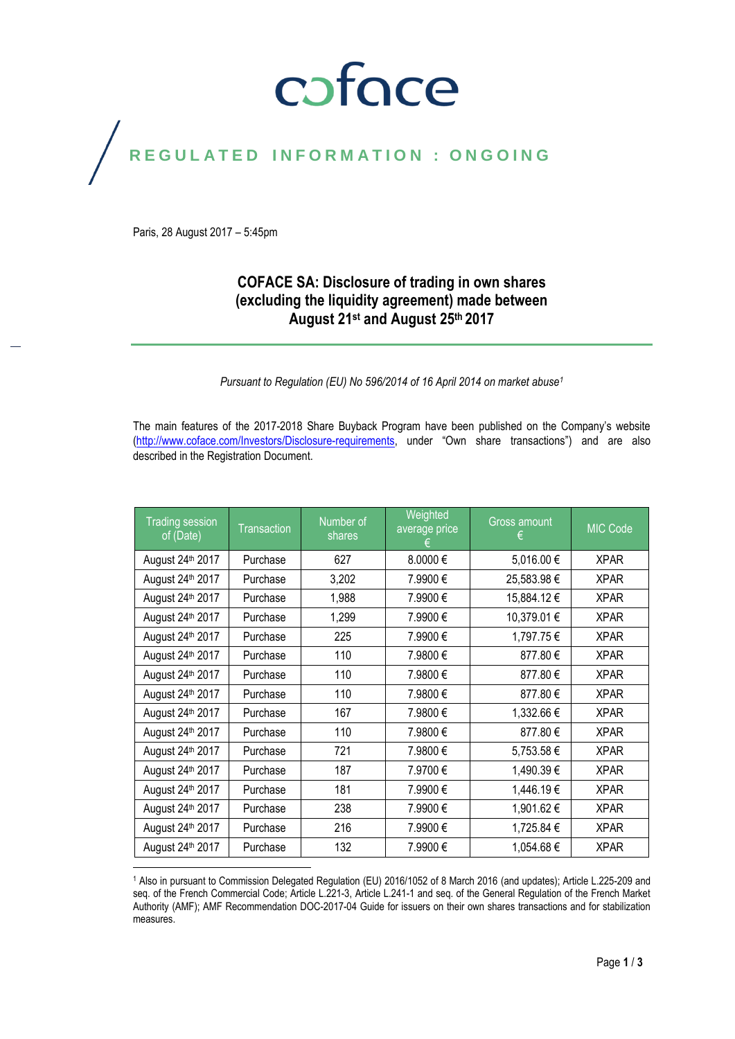coface

# REGULATED INFORMATION : ONGOING

Paris, 28 August 2017 – 5:45pm

## COFACE SA: Disclosure of trading in own shares (excluding the liquidity agreement) made between August 21st and August 25th 2017

*Pursuant to Regulation (EU) No 596/2014 of 16 April 2014 on market abuse[1]*

The main features of the 2017-2018 Share Buyback Program have been published on the Company's website (http://www.coface.com/Investors/Disclosure-requirements, under "Own share transactions") and are also described in the Registration Document.

| Trading session of (Date) | Transaction | Number of shares | Weighted average price € | Gross amount € | MIC Code |
|---|---|---|---|---|---|
| August 24th 2017 | Purchase | 627 | 8.0000 € | 5,016.00 € | XPAR |
| August 24th 2017 | Purchase | 3,202 | 7.9900 € | 25,583.98 € | XPAR |
| August 24th 2017 | Purchase | 1,988 | 7.9900 € | 15,884.12 € | XPAR |
| August 24th 2017 | Purchase | 1,299 | 7.9900 € | 10,379.01 € | XPAR |
| August 24th 2017 | Purchase | 225 | 7.9900 € | 1,797.75 € | XPAR |
| August 24th 2017 | Purchase | 110 | 7.9800 € | 877.80 € | XPAR |
| August 24th 2017 | Purchase | 110 | 7.9800 € | 877.80 € | XPAR |
| August 24th 2017 | Purchase | 110 | 7.9800 € | 877.80 € | XPAR |
| August 24th 2017 | Purchase | 167 | 7.9800 € | 1,332.66 € | XPAR |
| August 24th 2017 | Purchase | 110 | 7.9800 € | 877.80 € | XPAR |
| August 24th 2017 | Purchase | 721 | 7.9800 € | 5,753.58 € | XPAR |
| August 24th 2017 | Purchase | 187 | 7.9700 € | 1,490.39 € | XPAR |
| August 24th 2017 | Purchase | 181 | 7.9900 € | 1,446.19 € | XPAR |
| August 24th 2017 | Purchase | 238 | 7.9900 € | 1,901.62 € | XPAR |
| August 24th 2017 | Purchase | 216 | 7.9900 € | 1,725.84 € | XPAR |
| August 24th 2017 | Purchase | 132 | 7.9900 € | 1,054.68 € | XPAR |

[1] Also in pursuant to Commission Delegated Regulation (EU) 2016/1052 of 8 March 2016 (and updates); Article L.225-209 and seq. of the French Commercial Code; Article L.221-3, Article L.241-1 and seq. of the General Regulation of the French Market Authority (AMF); AMF Recommendation DOC-2017-04 Guide for issuers on their own shares transactions and for stabilization measures.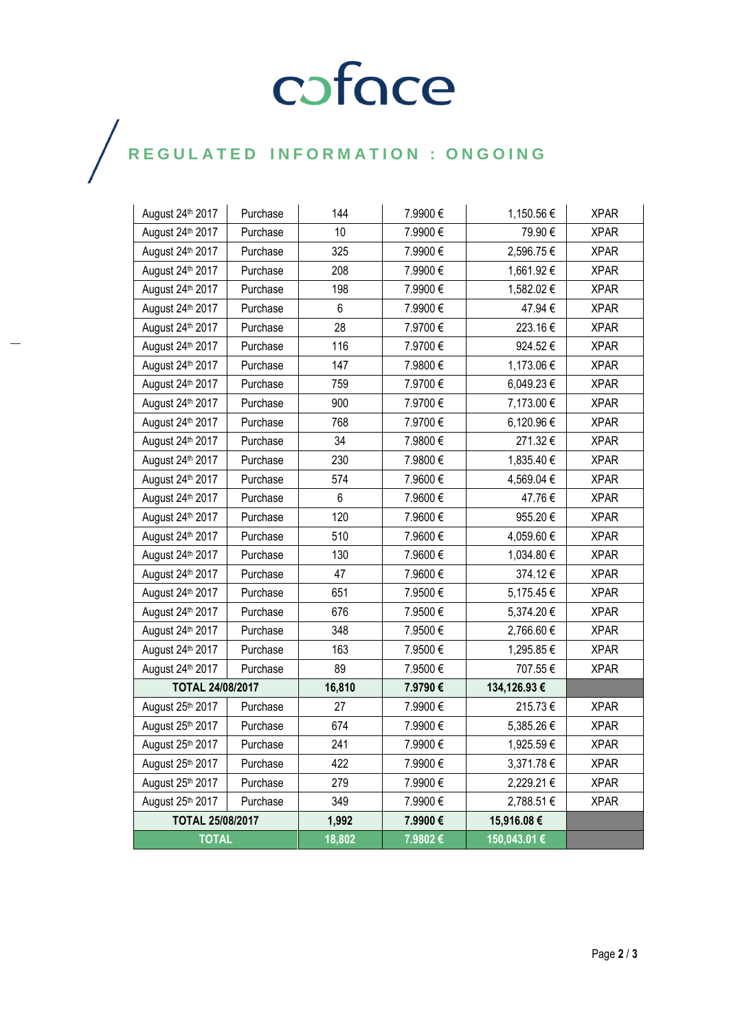# coface

## REGULATED INFORMATION : ONGOING

| | | | | | |
|---|---|---|---|---|---|
| August 24th 2017 | Purchase | 144 | 7.9900 € | 1,150.56 € | XPAR |
| August 24th 2017 | Purchase | 10 | 7.9900 € | 79.90 € | XPAR |
| August 24th 2017 | Purchase | 325 | 7.9900 € | 2,596.75 € | XPAR |
| August 24th 2017 | Purchase | 208 | 7.9900 € | 1,661.92 € | XPAR |
| August 24th 2017 | Purchase | 198 | 7.9900 € | 1,582.02 € | XPAR |
| August 24th 2017 | Purchase | 6 | 7.9900 € | 47.94 € | XPAR |
| August 24th 2017 | Purchase | 28 | 7.9700 € | 223.16 € | XPAR |
| August 24th 2017 | Purchase | 116 | 7.9700 € | 924.52 € | XPAR |
| August 24th 2017 | Purchase | 147 | 7.9800 € | 1,173.06 € | XPAR |
| August 24th 2017 | Purchase | 759 | 7.9700 € | 6,049.23 € | XPAR |
| August 24th 2017 | Purchase | 900 | 7.9700 € | 7,173.00 € | XPAR |
| August 24th 2017 | Purchase | 768 | 7.9700 € | 6,120.96 € | XPAR |
| August 24th 2017 | Purchase | 34 | 7.9800 € | 271.32 € | XPAR |
| August 24th 2017 | Purchase | 230 | 7.9800 € | 1,835.40 € | XPAR |
| August 24th 2017 | Purchase | 574 | 7.9600 € | 4,569.04 € | XPAR |
| August 24th 2017 | Purchase | 6 | 7.9600 € | 47.76 € | XPAR |
| August 24th 2017 | Purchase | 120 | 7.9600 € | 955.20 € | XPAR |
| August 24th 2017 | Purchase | 510 | 7.9600 € | 4,059.60 € | XPAR |
| August 24th 2017 | Purchase | 130 | 7.9600 € | 1,034.80 € | XPAR |
| August 24th 2017 | Purchase | 47 | 7.9600 € | 374.12 € | XPAR |
| August 24th 2017 | Purchase | 651 | 7.9500 € | 5,175.45 € | XPAR |
| August 24th 2017 | Purchase | 676 | 7.9500 € | 5,374.20 € | XPAR |
| August 24th 2017 | Purchase | 348 | 7.9500 € | 2,766.60 € | XPAR |
| August 24th 2017 | Purchase | 163 | 7.9500 € | 1,295.85 € | XPAR |
| August 24th 2017 | Purchase | 89 | 7.9500 € | 707.55 € | XPAR |
| **TOTAL 24/08/2017** | | **16,810** | **7.9790 €** | **134,126.93 €** | |
| August 25th 2017 | Purchase | 27 | 7.9900 € | 215.73 € | XPAR |
| August 25th 2017 | Purchase | 674 | 7.9900 € | 5,385.26 € | XPAR |
| August 25th 2017 | Purchase | 241 | 7.9900 € | 1,925.59 € | XPAR |
| August 25th 2017 | Purchase | 422 | 7.9900 € | 3,371.78 € | XPAR |
| August 25th 2017 | Purchase | 279 | 7.9900 € | 2,229.21 € | XPAR |
| August 25th 2017 | Purchase | 349 | 7.9900 € | 2,788.51 € | XPAR |
| **TOTAL 25/08/2017** | | **1,992** | **7.9900 €** | **15,916.08 €** | |
| **TOTAL** | | **18,802** | **7.9802 €** | **150,043.01 €** | |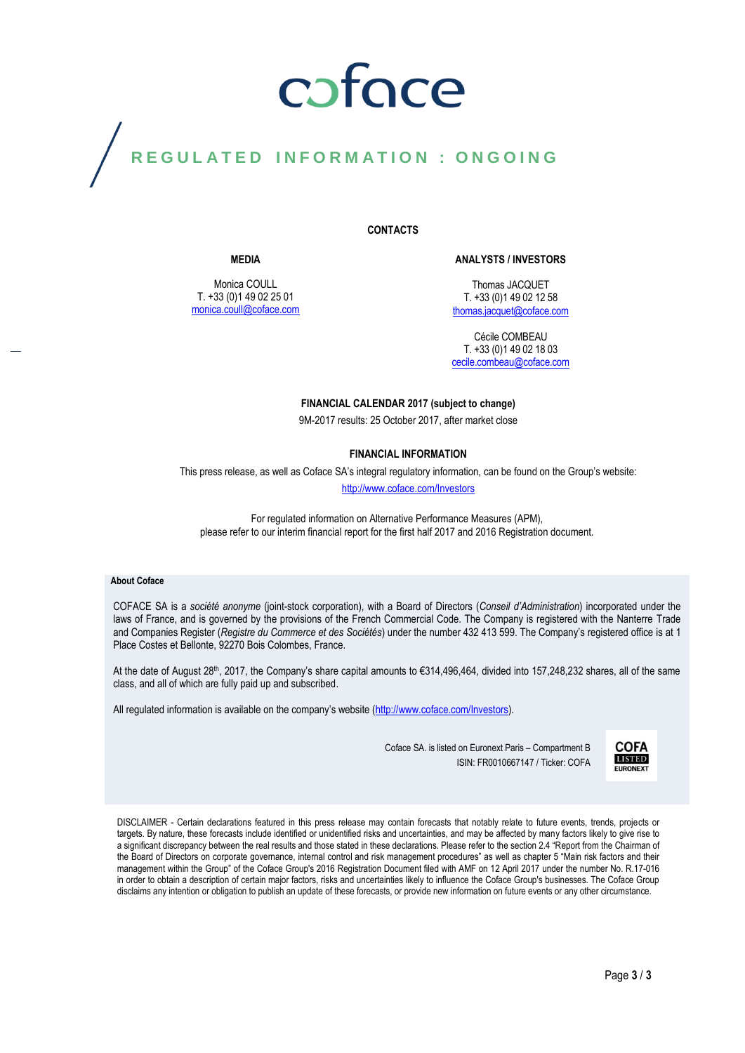# coface

## REGULATED INFORMATION : ONGOING

**CONTACTS**

**MEDIA**

Monica COULL
T. +33 (0)1 49 02 25 01
monica.coull@coface.com

**ANALYSTS / INVESTORS**

Thomas JACQUET
T. +33 (0)1 49 02 12 58
thomas.jacquet@coface.com

Cécile COMBEAU
T. +33 (0)1 49 02 18 03
cecile.combeau@coface.com

**FINANCIAL CALENDAR 2017 (subject to change)**

9M-2017 results: 25 October 2017, after market close

**FINANCIAL INFORMATION**

This press release, as well as Coface SA's integral regulatory information, can be found on the Group's website:
http://www.coface.com/Investors

For regulated information on Alternative Performance Measures (APM),
please refer to our interim financial report for the first half 2017 and 2016 Registration document.

**About Coface**

COFACE SA is a *société anonyme* (joint-stock corporation), with a Board of Directors (*Conseil d'Administration*) incorporated under the laws of France, and is governed by the provisions of the French Commercial Code. The Company is registered with the Nanterre Trade and Companies Register (*Registre du Commerce et des Sociétés*) under the number 432 413 599. The Company's registered office is at 1 Place Costes et Bellonte, 92270 Bois Colombes, France.

At the date of August 28th, 2017, the Company's share capital amounts to €314,496,464, divided into 157,248,232 shares, all of the same class, and all of which are fully paid up and subscribed.

All regulated information is available on the company's website (http://www.coface.com/Investors).

Coface SA. is listed on Euronext Paris – Compartment B
ISIN: FR0010667147 / Ticker: COFA

COFA LISTED EURONEXT

DISCLAIMER - Certain declarations featured in this press release may contain forecasts that notably relate to future events, trends, projects or targets. By nature, these forecasts include identified or unidentified risks and uncertainties, and may be affected by many factors likely to give rise to a significant discrepancy between the real results and those stated in these declarations. Please refer to the section 2.4 "Report from the Chairman of the Board of Directors on corporate governance, internal control and risk management procedures" as well as chapter 5 "Main risk factors and their management within the Group" of the Coface Group's 2016 Registration Document filed with AMF on 12 April 2017 under the number No. R.17-016 in order to obtain a description of certain major factors, risks and uncertainties likely to influence the Coface Group's businesses. The Coface Group disclaims any intention or obligation to publish an update of these forecasts, or provide new information on future events or any other circumstance.